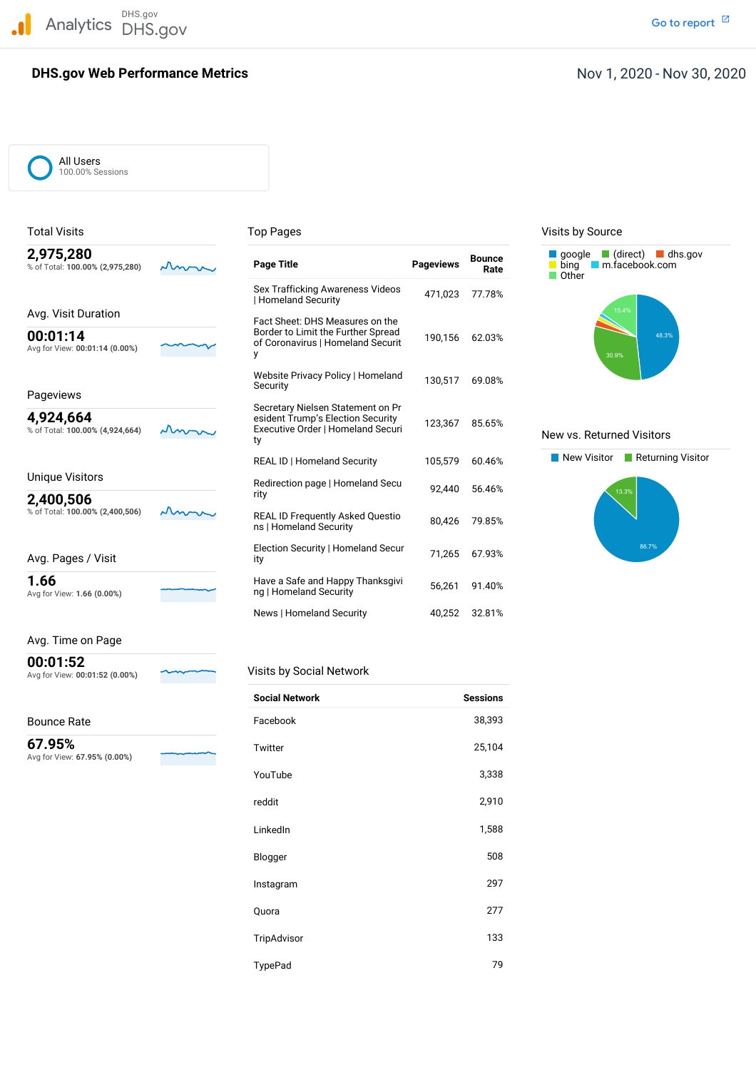Analytics DHS.gov DHS.gov

Go to report

# DHS.gov Web Performance Metrics

Nov 1, 2020 - Nov 30, 2020

All Users
100.00% Sessions

## Total Visits

**2,975,280**
% of Total: **100.00% (2,975,280)**

## Avg. Visit Duration

**00:01:14**
Avg for View: **00:01:14 (0.00%)**

## Pageviews

**4,924,664**
% of Total: **100.00% (4,924,664)**

## Unique Visitors

**2,400,506**
% of Total: **100.00% (2,400,506)**

## Avg. Pages / Visit

**1.66**
Avg for View: **1.66 (0.00%)**

## Avg. Time on Page

**00:01:52**
Avg for View: **00:01:52 (0.00%)**

## Bounce Rate

**67.95%**
Avg for View: **67.95% (0.00%)**

## Top Pages

| Page Title | Pageviews | Bounce Rate |
|---|---|---|
| Sex Trafficking Awareness Videos \| Homeland Security | 471,023 | 77.78% |
| Fact Sheet: DHS Measures on the Border to Limit the Further Spread of Coronavirus \| Homeland Security | 190,156 | 62.03% |
| Website Privacy Policy \| Homeland Security | 130,517 | 69.08% |
| Secretary Nielsen Statement on President Trump's Election Security Executive Order \| Homeland Security | 123,367 | 85.65% |
| REAL ID \| Homeland Security | 105,579 | 60.46% |
| Redirection page \| Homeland Security | 92,440 | 56.46% |
| REAL ID Frequently Asked Questions \| Homeland Security | 80,426 | 79.85% |
| Election Security \| Homeland Security | 71,265 | 67.93% |
| Have a Safe and Happy Thanksgiving \| Homeland Security | 56,261 | 91.40% |
| News \| Homeland Security | 40,252 | 32.81% |

## Visits by Social Network

| Social Network | Sessions |
|---|---|
| Facebook | 38,393 |
| Twitter | 25,104 |
| YouTube | 3,338 |
| reddit | 2,910 |
| LinkedIn | 1,588 |
| Blogger | 508 |
| Instagram | 297 |
| Quora | 277 |
| TripAdvisor | 133 |
| TypePad | 79 |

## Visits by Source

google, (direct), dhs.gov, bing, m.facebook.com, Other

48.3%, 30.9%, 15.4%

## New vs. Returned Visitors

New Visitor, Returning Visitor

86.7%, 13.3%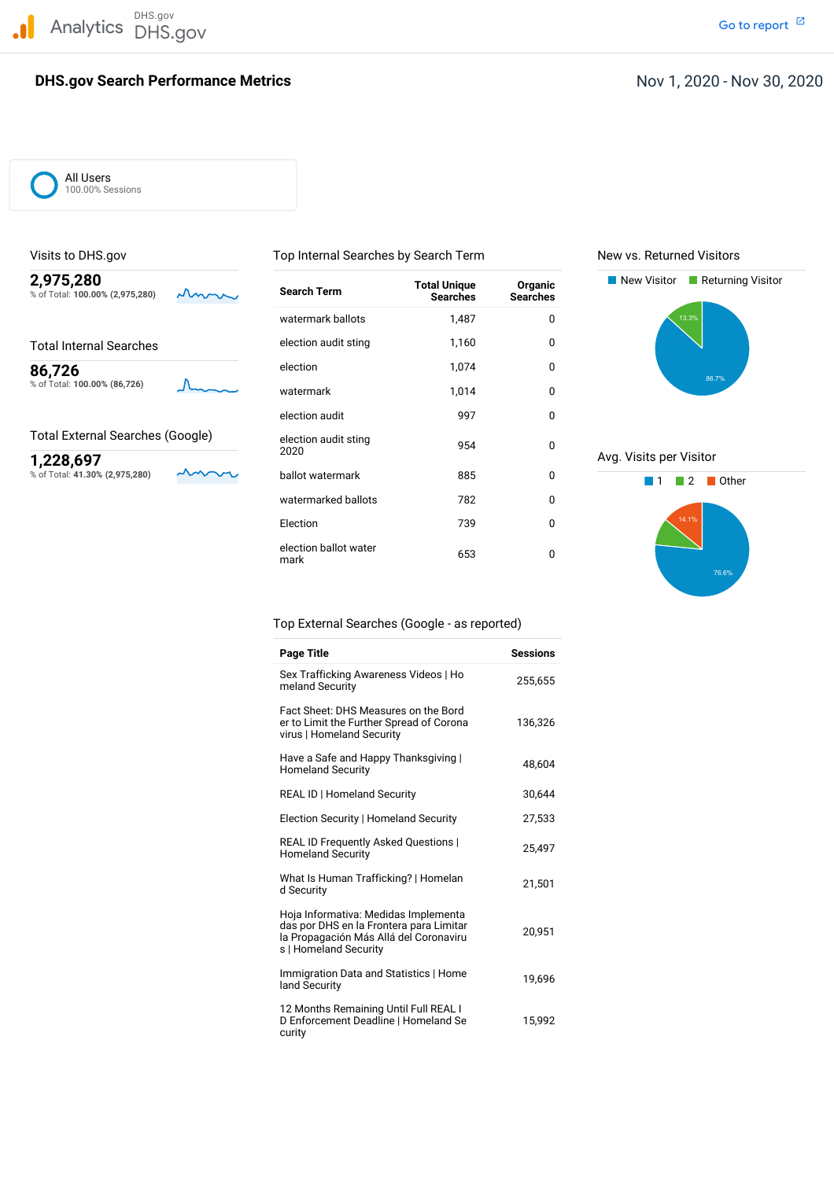Analytics DHS.gov DHS.gov

Go to report

# DHS.gov Search Performance Metrics

Nov 1, 2020 - Nov 30, 2020

All Users
100.00% Sessions

## Visits to DHS.gov

**2,975,280**
% of Total: **100.00% (2,975,280)**

## Total Internal Searches

**86,726**
% of Total: **100.00% (86,726)**

## Total External Searches (Google)

**1,228,697**
% of Total: **41.30% (2,975,280)**

## Top Internal Searches by Search Term

| Search Term | Total Unique Searches | Organic Searches |
|---|---|---|
| watermark ballots | 1,487 | 0 |
| election audit sting | 1,160 | 0 |
| election | 1,074 | 0 |
| watermark | 1,014 | 0 |
| election audit | 997 | 0 |
| election audit sting 2020 | 954 | 0 |
| ballot watermark | 885 | 0 |
| watermarked ballots | 782 | 0 |
| Election | 739 | 0 |
| election ballot water mark | 653 | 0 |

## Top External Searches (Google - as reported)

| Page Title | Sessions |
|---|---|
| Sex Trafficking Awareness Videos \| Homeland Security | 255,655 |
| Fact Sheet: DHS Measures on the Border to Limit the Further Spread of Coronavirus \| Homeland Security | 136,326 |
| Have a Safe and Happy Thanksgiving \| Homeland Security | 48,604 |
| REAL ID \| Homeland Security | 30,644 |
| Election Security \| Homeland Security | 27,533 |
| REAL ID Frequently Asked Questions \| Homeland Security | 25,497 |
| What Is Human Trafficking? \| Homeland Security | 21,501 |
| Hoja Informativa: Medidas Implementadas por DHS en la Frontera para Limitar la Propagación Más Allá del Coronavirus \| Homeland Security | 20,951 |
| Immigration Data and Statistics \| Homeland Security | 19,696 |
| 12 Months Remaining Until Full REAL ID Enforcement Deadline \| Homeland Security | 15,992 |

## New vs. Returned Visitors

New Visitor: 86.7%
Returning Visitor: 13.3%

## Avg. Visits per Visitor

1: 76.6%
2
Other: 14.1%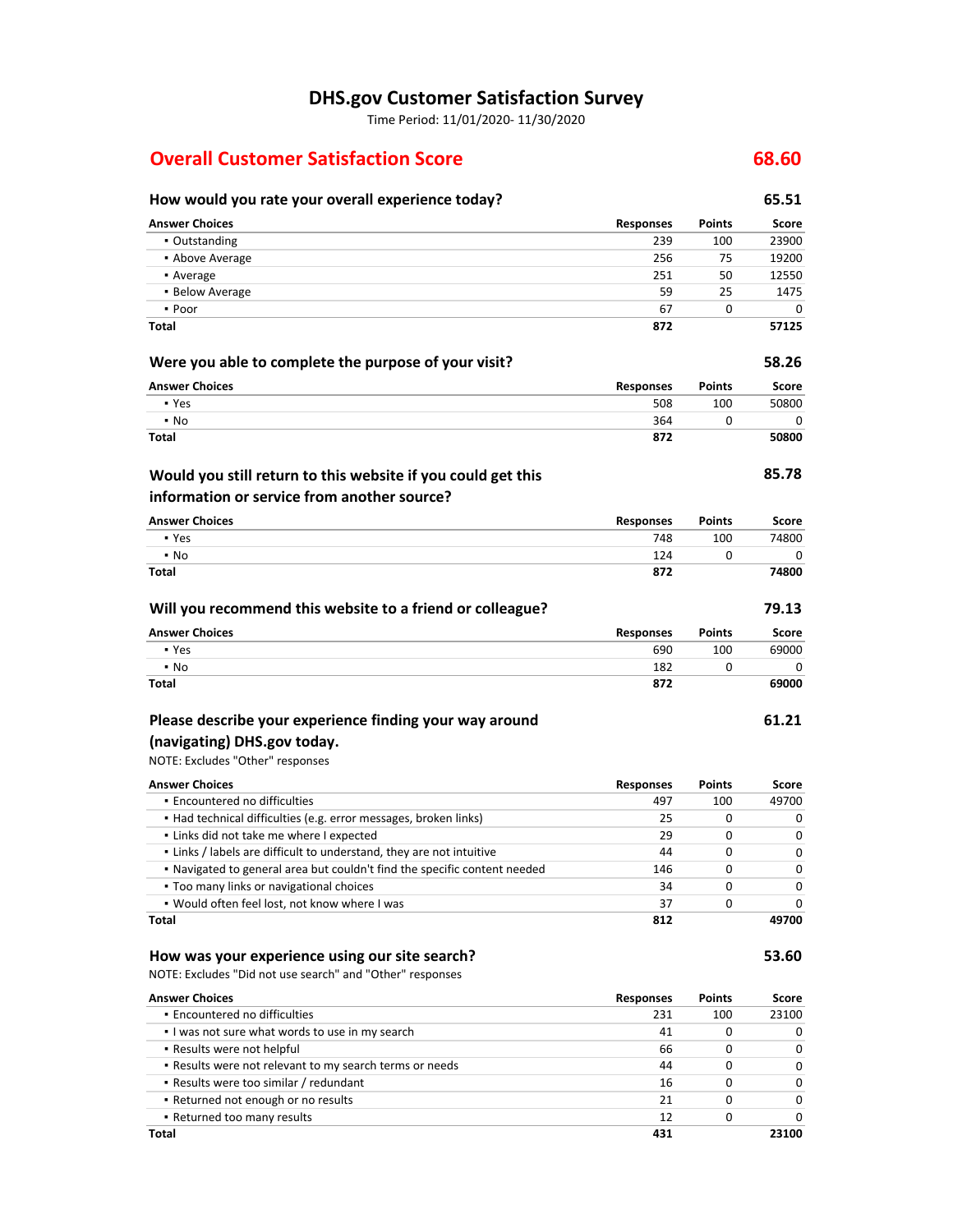# DHS.gov Customer Satisfaction Survey

Time Period: 11/01/2020- 11/30/2020

## Overall Customer Satisfaction Score — 68.60

### How would you rate your overall experience today? — 65.51

| Answer Choices | Responses | Points | Score |
|---|---|---|---|
| ▪ Outstanding | 239 | 100 | 23900 |
| ▪ Above Average | 256 | 75 | 19200 |
| ▪ Average | 251 | 50 | 12550 |
| ▪ Below Average | 59 | 25 | 1475 |
| ▪ Poor | 67 | 0 | 0 |
| **Total** | **872** | | **57125** |

### Were you able to complete the purpose of your visit? — 58.26

| Answer Choices | Responses | Points | Score |
|---|---|---|---|
| ▪ Yes | 508 | 100 | 50800 |
| ▪ No | 364 | 0 | 0 |
| **Total** | **872** | | **50800** |

### Would you still return to this website if you could get this information or service from another source? — 85.78

| Answer Choices | Responses | Points | Score |
|---|---|---|---|
| ▪ Yes | 748 | 100 | 74800 |
| ▪ No | 124 | 0 | 0 |
| **Total** | **872** | | **74800** |

### Will you recommend this website to a friend or colleague? — 79.13

| Answer Choices | Responses | Points | Score |
|---|---|---|---|
| ▪ Yes | 690 | 100 | 69000 |
| ▪ No | 182 | 0 | 0 |
| **Total** | **872** | | **69000** |

### Please describe your experience finding your way around (navigating) DHS.gov today. — 61.21

NOTE: Excludes "Other" responses

| Answer Choices | Responses | Points | Score |
|---|---|---|---|
| ▪ Encountered no difficulties | 497 | 100 | 49700 |
| ▪ Had technical difficulties (e.g. error messages, broken links) | 25 | 0 | 0 |
| ▪ Links did not take me where I expected | 29 | 0 | 0 |
| ▪ Links / labels are difficult to understand, they are not intuitive | 44 | 0 | 0 |
| ▪ Navigated to general area but couldn't find the specific content needed | 146 | 0 | 0 |
| ▪ Too many links or navigational choices | 34 | 0 | 0 |
| ▪ Would often feel lost, not know where I was | 37 | 0 | 0 |
| **Total** | **812** | | **49700** |

### How was your experience using our site search? — 53.60

NOTE: Excludes "Did not use search" and "Other" responses

| Answer Choices | Responses | Points | Score |
|---|---|---|---|
| ▪ Encountered no difficulties | 231 | 100 | 23100 |
| ▪ I was not sure what words to use in my search | 41 | 0 | 0 |
| ▪ Results were not helpful | 66 | 0 | 0 |
| ▪ Results were not relevant to my search terms or needs | 44 | 0 | 0 |
| ▪ Results were too similar / redundant | 16 | 0 | 0 |
| ▪ Returned not enough or no results | 21 | 0 | 0 |
| ▪ Returned too many results | 12 | 0 | 0 |
| **Total** | **431** | | **23100** |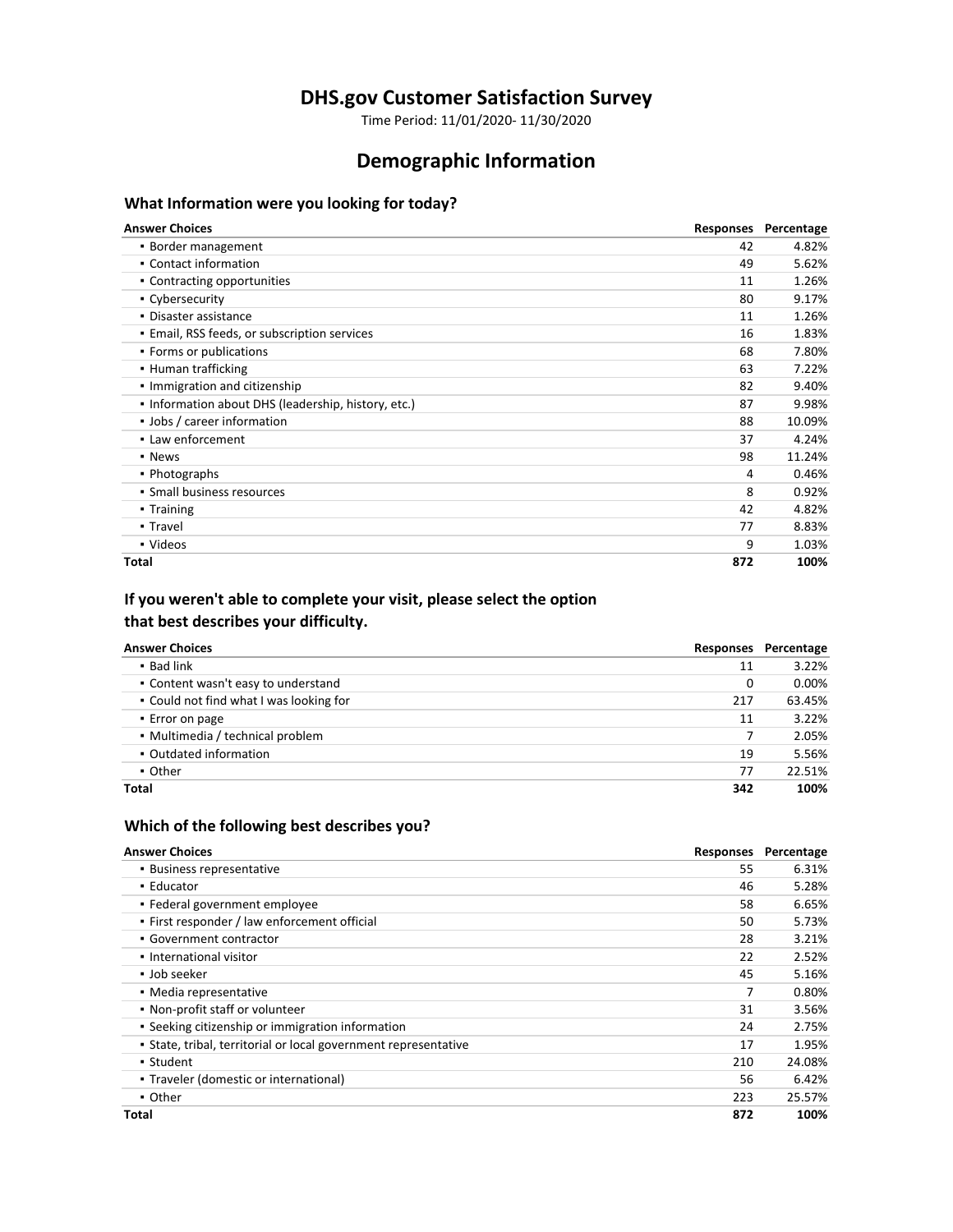# DHS.gov Customer Satisfaction Survey

Time Period: 11/01/2020- 11/30/2020

## Demographic Information

### What Information were you looking for today?

| Answer Choices | Responses | Percentage |
|---|---|---|
| ▪ Border management | 42 | 4.82% |
| ▪ Contact information | 49 | 5.62% |
| ▪ Contracting opportunities | 11 | 1.26% |
| ▪ Cybersecurity | 80 | 9.17% |
| ▪ Disaster assistance | 11 | 1.26% |
| ▪ Email, RSS feeds, or subscription services | 16 | 1.83% |
| ▪ Forms or publications | 68 | 7.80% |
| ▪ Human trafficking | 63 | 7.22% |
| ▪ Immigration and citizenship | 82 | 9.40% |
| ▪ Information about DHS (leadership, history, etc.) | 87 | 9.98% |
| ▪ Jobs / career information | 88 | 10.09% |
| ▪ Law enforcement | 37 | 4.24% |
| ▪ News | 98 | 11.24% |
| ▪ Photographs | 4 | 0.46% |
| ▪ Small business resources | 8 | 0.92% |
| ▪ Training | 42 | 4.82% |
| ▪ Travel | 77 | 8.83% |
| ▪ Videos | 9 | 1.03% |
| **Total** | **872** | **100%** |

### If you weren't able to complete your visit, please select the option that best describes your difficulty.

| Answer Choices | Responses | Percentage |
|---|---|---|
| ▪ Bad link | 11 | 3.22% |
| ▪ Content wasn't easy to understand | 0 | 0.00% |
| ▪ Could not find what I was looking for | 217 | 63.45% |
| ▪ Error on page | 11 | 3.22% |
| ▪ Multimedia / technical problem | 7 | 2.05% |
| ▪ Outdated information | 19 | 5.56% |
| ▪ Other | 77 | 22.51% |
| **Total** | **342** | **100%** |

### Which of the following best describes you?

| Answer Choices | Responses | Percentage |
|---|---|---|
| ▪ Business representative | 55 | 6.31% |
| ▪ Educator | 46 | 5.28% |
| ▪ Federal government employee | 58 | 6.65% |
| ▪ First responder / law enforcement official | 50 | 5.73% |
| ▪ Government contractor | 28 | 3.21% |
| ▪ International visitor | 22 | 2.52% |
| ▪ Job seeker | 45 | 5.16% |
| ▪ Media representative | 7 | 0.80% |
| ▪ Non-profit staff or volunteer | 31 | 3.56% |
| ▪ Seeking citizenship or immigration information | 24 | 2.75% |
| ▪ State, tribal, territorial or local government representative | 17 | 1.95% |
| ▪ Student | 210 | 24.08% |
| ▪ Traveler (domestic or international) | 56 | 6.42% |
| ▪ Other | 223 | 25.57% |
| **Total** | **872** | **100%** |